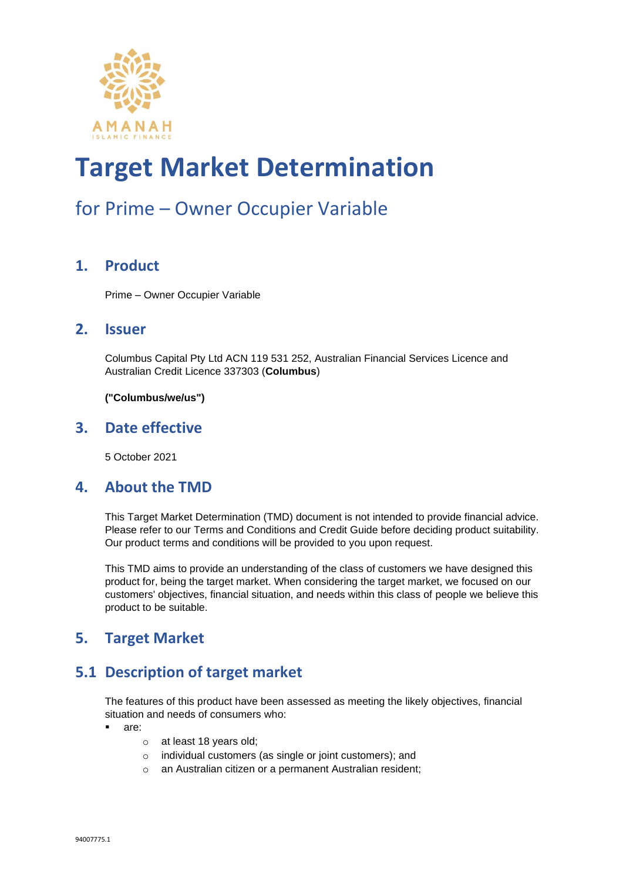# Target Market Determination

## for Prime – Owner Occupier Variable

## 1. Product

Prime – Owner Occupier Variable

## 2. Issuer

Columbus Capital Pty Ltd ACN 119 531 252, Australian Financial Services Licence and Australian Credit Licence 337303 (**Columbus**)

**("Columbus/we/us")**

## 3. Date effective

5 October 2021

## 4. About the TMD

This Target Market Determination (TMD) document is not intended to provide financial advice. Please refer to our Terms and Conditions and Credit Guide before deciding product suitability. Our product terms and conditions will be provided to you upon request.

This TMD aims to provide an understanding of the class of customers we have designed this product for, being the target market. When considering the target market, we focused on our customers' objectives, financial situation, and needs within this class of people we believe this product to be suitable.

## 5. Target Market

## 5.1 Description of target market

The features of this product have been assessed as meeting the likely objectives, financial situation and needs of consumers who:

- are:
  - at least 18 years old;
  - individual customers (as single or joint customers); and
  - an Australian citizen or a permanent Australian resident;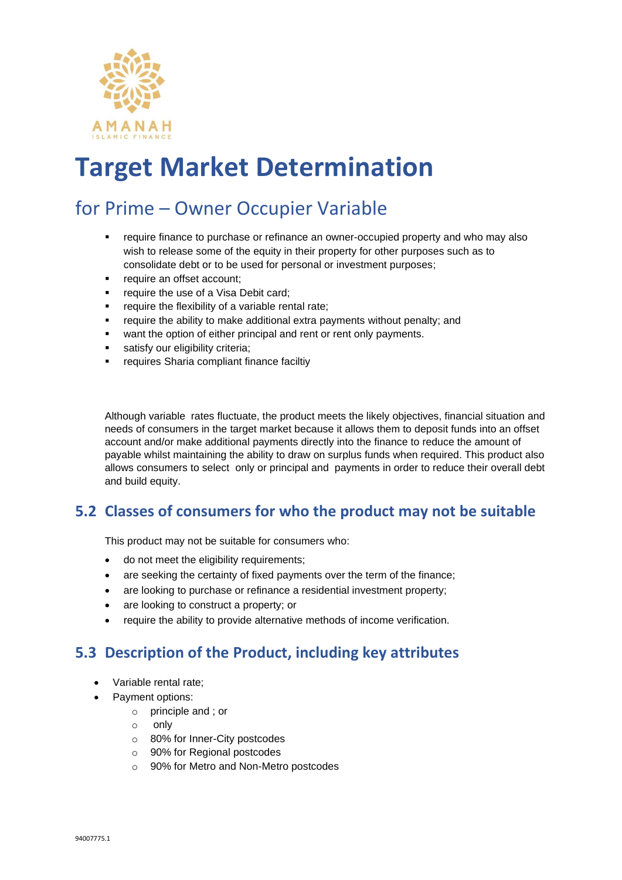AMANAH ISLAMIC FINANCE

# Target Market Determination

## for Prime – Owner Occupier Variable

- require finance to purchase or refinance an owner-occupied property and who may also wish to release some of the equity in their property for other purposes such as to consolidate debt or to be used for personal or investment purposes;
- require an offset account;
- require the use of a Visa Debit card;
- require the flexibility of a variable rental rate;
- require the ability to make additional extra payments without penalty; and
- want the option of either principal and rent or rent only payments.
- satisfy our eligibility criteria;
- requires Sharia compliant finance faciltiy

Although variable rates fluctuate, the product meets the likely objectives, financial situation and needs of consumers in the target market because it allows them to deposit funds into an offset account and/or make additional payments directly into the finance to reduce the amount of payable whilst maintaining the ability to draw on surplus funds when required. This product also allows consumers to select only or principal and payments in order to reduce their overall debt and build equity.

## 5.2 Classes of consumers for who the product may not be suitable

This product may not be suitable for consumers who:

- do not meet the eligibility requirements;
- are seeking the certainty of fixed payments over the term of the finance;
- are looking to purchase or refinance a residential investment property;
- are looking to construct a property; or
- require the ability to provide alternative methods of income verification.

## 5.3 Description of the Product, including key attributes

- Variable rental rate;
- Payment options:
  - principle and ; or
  - only
  - 80% for Inner-City postcodes
  - 90% for Regional postcodes
  - 90% for Metro and Non-Metro postcodes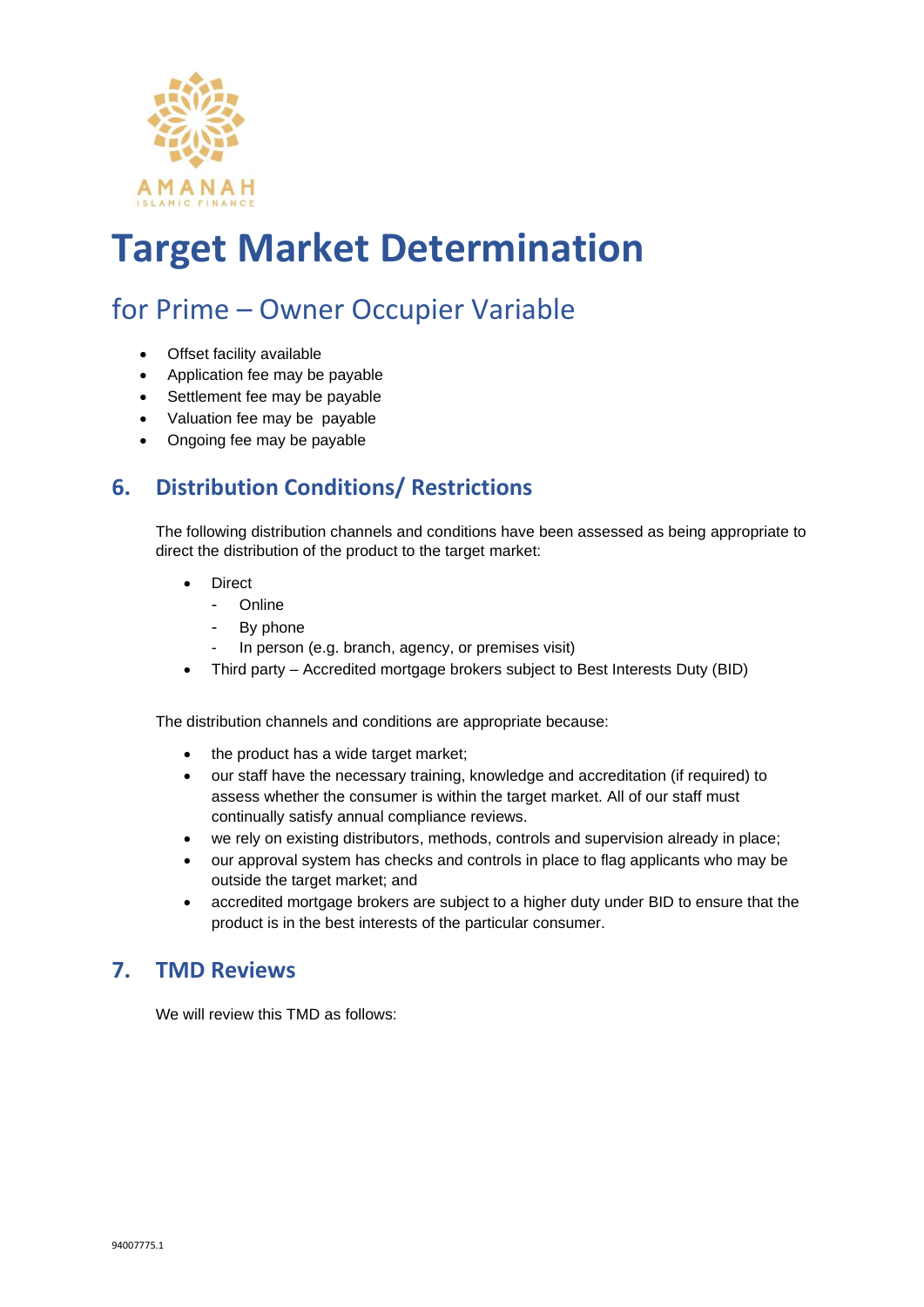AMANAH
ISLAMIC FINANCE

# Target Market Determination

## for Prime – Owner Occupier Variable

- Offset facility available
- Application fee may be payable
- Settlement fee may be payable
- Valuation fee may be payable
- Ongoing fee may be payable

## 6. Distribution Conditions/ Restrictions

The following distribution channels and conditions have been assessed as being appropriate to direct the distribution of the product to the target market:

- Direct
  - Online
  - By phone
  - In person (e.g. branch, agency, or premises visit)
- Third party – Accredited mortgage brokers subject to Best Interests Duty (BID)

The distribution channels and conditions are appropriate because:

- the product has a wide target market;
- our staff have the necessary training, knowledge and accreditation (if required) to assess whether the consumer is within the target market. All of our staff must continually satisfy annual compliance reviews.
- we rely on existing distributors, methods, controls and supervision already in place;
- our approval system has checks and controls in place to flag applicants who may be outside the target market; and
- accredited mortgage brokers are subject to a higher duty under BID to ensure that the product is in the best interests of the particular consumer.

## 7. TMD Reviews

We will review this TMD as follows: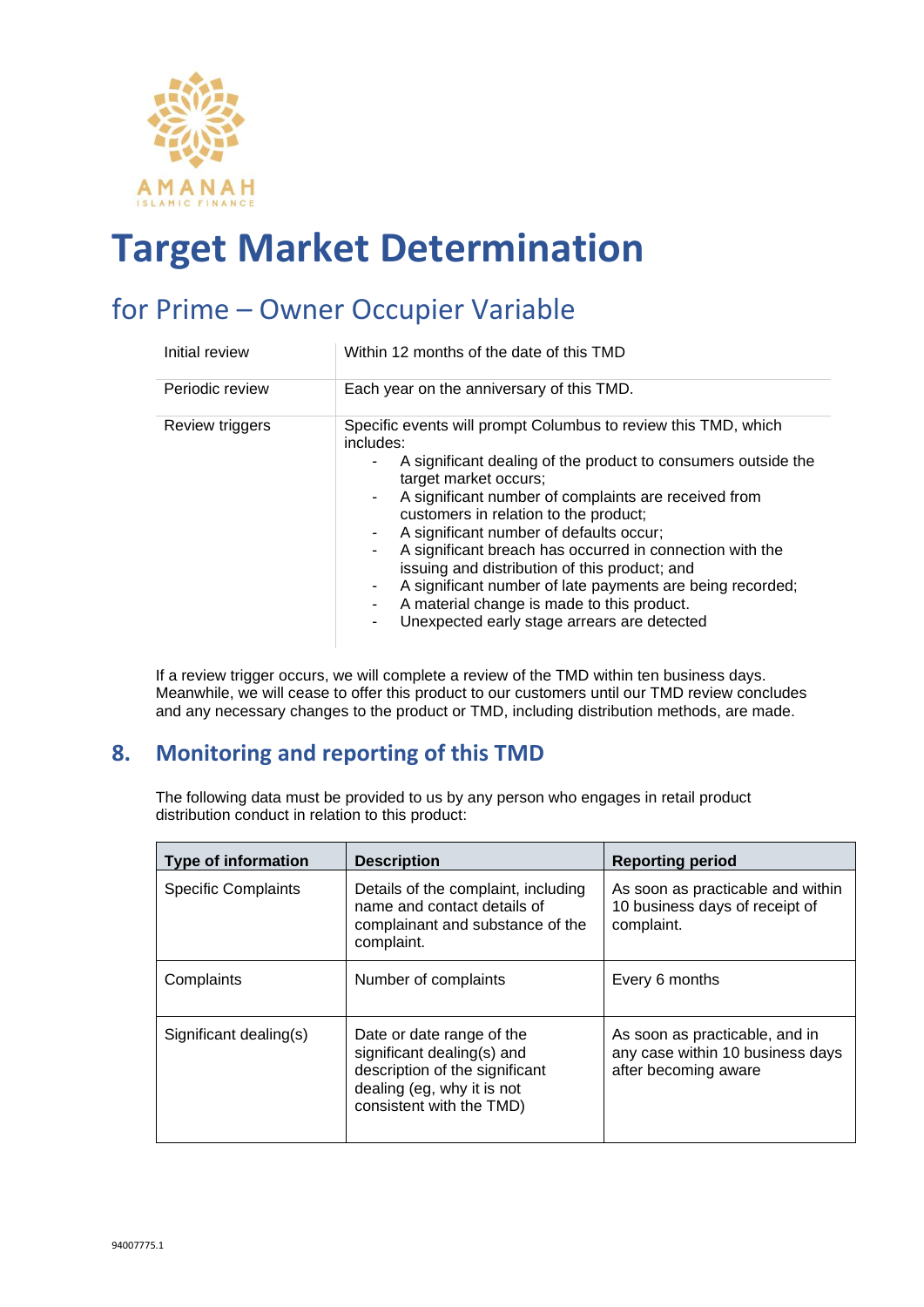# Target Market Determination

## for Prime – Owner Occupier Variable

| | |
|---|---|
| Initial review | Within 12 months of the date of this TMD |
| Periodic review | Each year on the anniversary of this TMD. |
| Review triggers | Specific events will prompt Columbus to review this TMD, which includes:<br>- A significant dealing of the product to consumers outside the target market occurs;<br>- A significant number of complaints are received from customers in relation to the product;<br>- A significant number of defaults occur;<br>- A significant breach has occurred in connection with the issuing and distribution of this product; and<br>- A significant number of late payments are being recorded;<br>- A material change is made to this product.<br>- Unexpected early stage arrears are detected |

If a review trigger occurs, we will complete a review of the TMD within ten business days. Meanwhile, we will cease to offer this product to our customers until our TMD review concludes and any necessary changes to the product or TMD, including distribution methods, are made.

## 8. Monitoring and reporting of this TMD

The following data must be provided to us by any person who engages in retail product distribution conduct in relation to this product:

| Type of information | Description | Reporting period |
|---|---|---|
| Specific Complaints | Details of the complaint, including name and contact details of complainant and substance of the complaint. | As soon as practicable and within 10 business days of receipt of complaint. |
| Complaints | Number of complaints | Every 6 months |
| Significant dealing(s) | Date or date range of the significant dealing(s) and description of the significant dealing (eg, why it is not consistent with the TMD) | As soon as practicable, and in any case within 10 business days after becoming aware |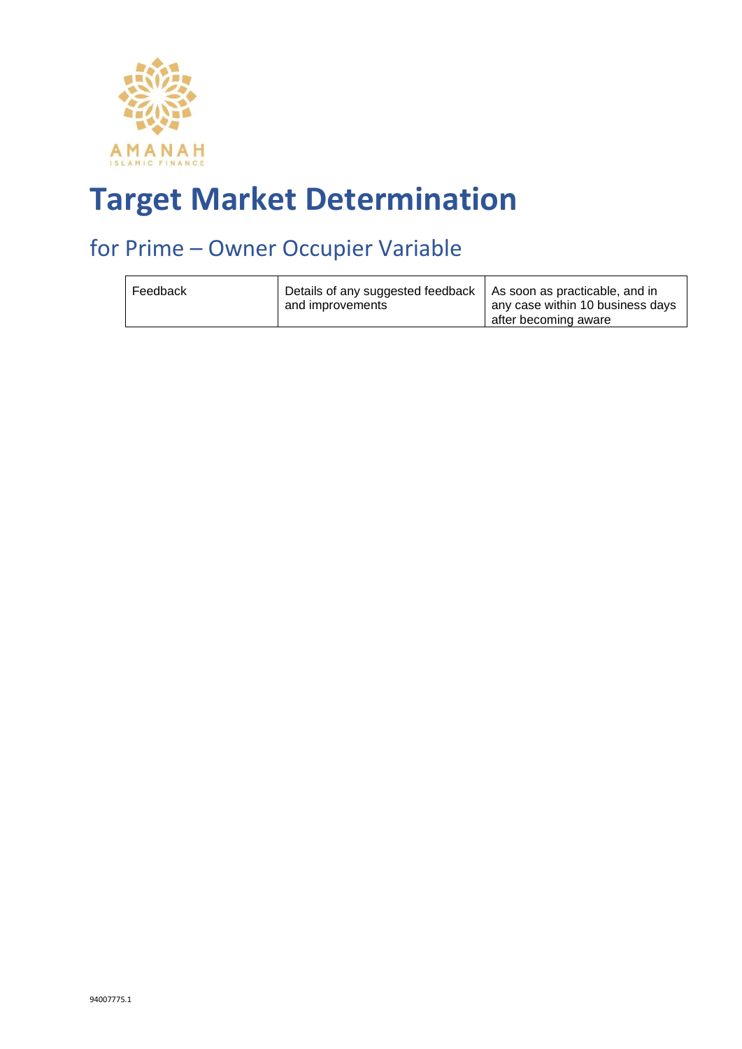AMANAH
ISLAMIC FINANCE

# Target Market Determination

## for Prime – Owner Occupier Variable

| | | |
|---|---|---|
| Feedback | Details of any suggested feedback and improvements | As soon as practicable, and in any case within 10 business days after becoming aware |

94007775.1